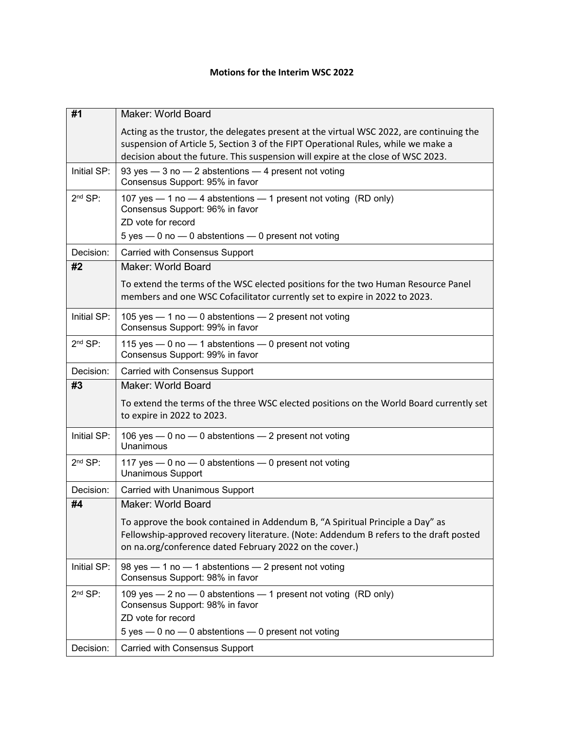**Motions for the Interim WSC 2022**

| | |
|---|---|
| **#1** | Maker: World Board<br>Acting as the trustor, the delegates present at the virtual WSC 2022, are continuing the suspension of Article 5, Section 3 of the FIPT Operational Rules, while we make a decision about the future. This suspension will expire at the close of WSC 2023. |
| Initial SP: | 93 yes — 3 no — 2 abstentions — 4 present not voting<br>Consensus Support: 95% in favor |
| 2nd SP: | 107 yes — 1 no — 4 abstentions — 1 present not voting (RD only)<br>Consensus Support: 96% in favor<br>ZD vote for record<br>5 yes — 0 no — 0 abstentions — 0 present not voting |
| Decision: | Carried with Consensus Support |
| **#2** | Maker: World Board<br>To extend the terms of the WSC elected positions for the two Human Resource Panel members and one WSC Cofacilitator currently set to expire in 2022 to 2023. |
| Initial SP: | 105 yes — 1 no — 0 abstentions — 2 present not voting<br>Consensus Support: 99% in favor |
| 2nd SP: | 115 yes — 0 no — 1 abstentions — 0 present not voting<br>Consensus Support: 99% in favor |
| Decision: | Carried with Consensus Support |
| **#3** | Maker: World Board<br>To extend the terms of the three WSC elected positions on the World Board currently set to expire in 2022 to 2023. |
| Initial SP: | 106 yes — 0 no — 0 abstentions — 2 present not voting<br>Unanimous |
| 2nd SP: | 117 yes — 0 no — 0 abstentions — 0 present not voting<br>Unanimous Support |
| Decision: | Carried with Unanimous Support |
| **#4** | Maker: World Board<br>To approve the book contained in Addendum B, "A Spiritual Principle a Day" as Fellowship-approved recovery literature. (Note: Addendum B refers to the draft posted on na.org/conference dated February 2022 on the cover.) |
| Initial SP: | 98 yes — 1 no — 1 abstentions — 2 present not voting<br>Consensus Support: 98% in favor |
| 2nd SP: | 109 yes — 2 no — 0 abstentions — 1 present not voting (RD only)<br>Consensus Support: 98% in favor<br>ZD vote for record<br>5 yes — 0 no — 0 abstentions — 0 present not voting |
| Decision: | Carried with Consensus Support |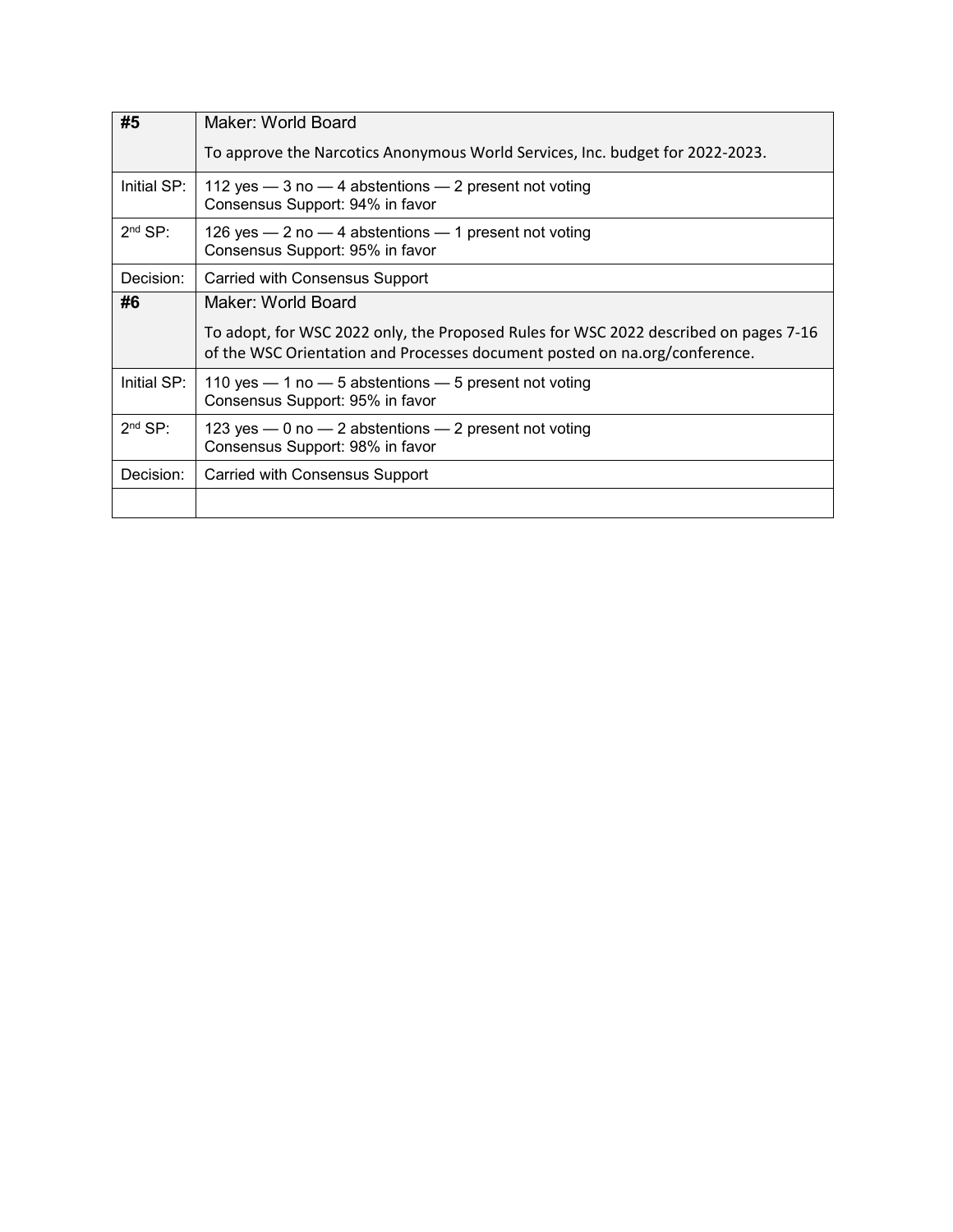| | |
|---|---|
| **#5** | Maker: World Board<br><br>To approve the Narcotics Anonymous World Services, Inc. budget for 2022-2023. |
| Initial SP: | 112 yes — 3 no — 4 abstentions — 2 present not voting<br>Consensus Support: 94% in favor |
| 2nd SP: | 126 yes — 2 no — 4 abstentions — 1 present not voting<br>Consensus Support: 95% in favor |
| Decision: | Carried with Consensus Support |
| **#6** | Maker: World Board<br><br>To adopt, for WSC 2022 only, the Proposed Rules for WSC 2022 described on pages 7-16 of the WSC Orientation and Processes document posted on na.org/conference. |
| Initial SP: | 110 yes — 1 no — 5 abstentions — 5 present not voting<br>Consensus Support: 95% in favor |
| 2nd SP: | 123 yes — 0 no — 2 abstentions — 2 present not voting<br>Consensus Support: 98% in favor |
| Decision: | Carried with Consensus Support |
| | |